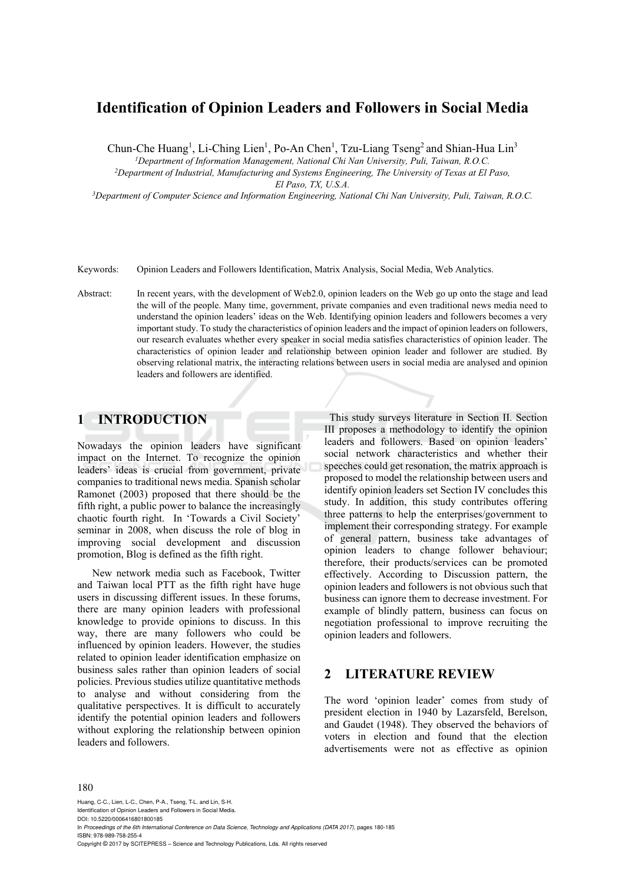# Identification of Opinion Leaders and Followers in Social Media

Chun-Che Huang[1], Li-Ching Lien[1], Po-An Chen[1], Tzu-Liang Tseng[2] and Shian-Hua Lin[3]

[1]*Department of Information Management, National Chi Nan University, Puli, Taiwan, R.O.C.*
[2]*Department of Industrial, Manufacturing and Systems Engineering, The University of Texas at El Paso, El Paso, TX, U.S.A.*
[3]*Department of Computer Science and Information Engineering, National Chi Nan University, Puli, Taiwan, R.O.C.*

Keywords: Opinion Leaders and Followers Identification, Matrix Analysis, Social Media, Web Analytics.

Abstract: In recent years, with the development of Web2.0, opinion leaders on the Web go up onto the stage and lead the will of the people. Many time, government, private companies and even traditional news media need to understand the opinion leaders' ideas on the Web. Identifying opinion leaders and followers becomes a very important study. To study the characteristics of opinion leaders and the impact of opinion leaders on followers, our research evaluates whether every speaker in social media satisfies characteristics of opinion leader. The characteristics of opinion leader and relationship between opinion leader and follower are studied. By observing relational matrix, the interacting relations between users in social media are analysed and opinion leaders and followers are identified.

## 1 INTRODUCTION

Nowadays the opinion leaders have significant impact on the Internet. To recognize the opinion leaders' ideas is crucial from government, private companies to traditional news media. Spanish scholar Ramonet (2003) proposed that there should be the fifth right, a public power to balance the increasingly chaotic fourth right. In 'Towards a Civil Society' seminar in 2008, when discuss the role of blog in improving social development and discussion promotion, Blog is defined as the fifth right.

New network media such as Facebook, Twitter and Taiwan local PTT as the fifth right have huge users in discussing different issues. In these forums, there are many opinion leaders with professional knowledge to provide opinions to discuss. In this way, there are many followers who could be influenced by opinion leaders. However, the studies related to opinion leader identification emphasize on business sales rather than opinion leaders of social policies. Previous studies utilize quantitative methods to analyse and without considering from the qualitative perspectives. It is difficult to accurately identify the potential opinion leaders and followers without exploring the relationship between opinion leaders and followers.

This study surveys literature in Section II. Section III proposes a methodology to identify the opinion leaders and followers. Based on opinion leaders' social network characteristics and whether their speeches could get resonation, the matrix approach is proposed to model the relationship between users and identify opinion leaders set Section IV concludes this study. In addition, this study contributes offering three patterns to help the enterprises/government to implement their corresponding strategy. For example of general pattern, business take advantages of opinion leaders to change follower behaviour; therefore, their products/services can be promoted effectively. According to Discussion pattern, the opinion leaders and followers is not obvious such that business can ignore them to decrease investment. For example of blindly pattern, business can focus on negotiation professional to improve recruiting the opinion leaders and followers.

## 2 LITERATURE REVIEW

The word 'opinion leader' comes from study of president election in 1940 by Lazarsfeld, Berelson, and Gaudet (1948). They observed the behaviors of voters in election and found that the election advertisements were not as effective as opinion

Huang, C-C., Lien, L-C., Chen, P-A., Tseng, T-L. and Lin, S-H.
Identification of Opinion Leaders and Followers in Social Media.
DOI: 10.5220/0006416801800185
In *Proceedings of the 6th International Conference on Data Science, Technology and Applications (DATA 2017)*, pages 180-185
ISBN: 978-989-758-255-4
Copyright © 2017 by SCITEPRESS – Science and Technology Publications, Lda. All rights reserved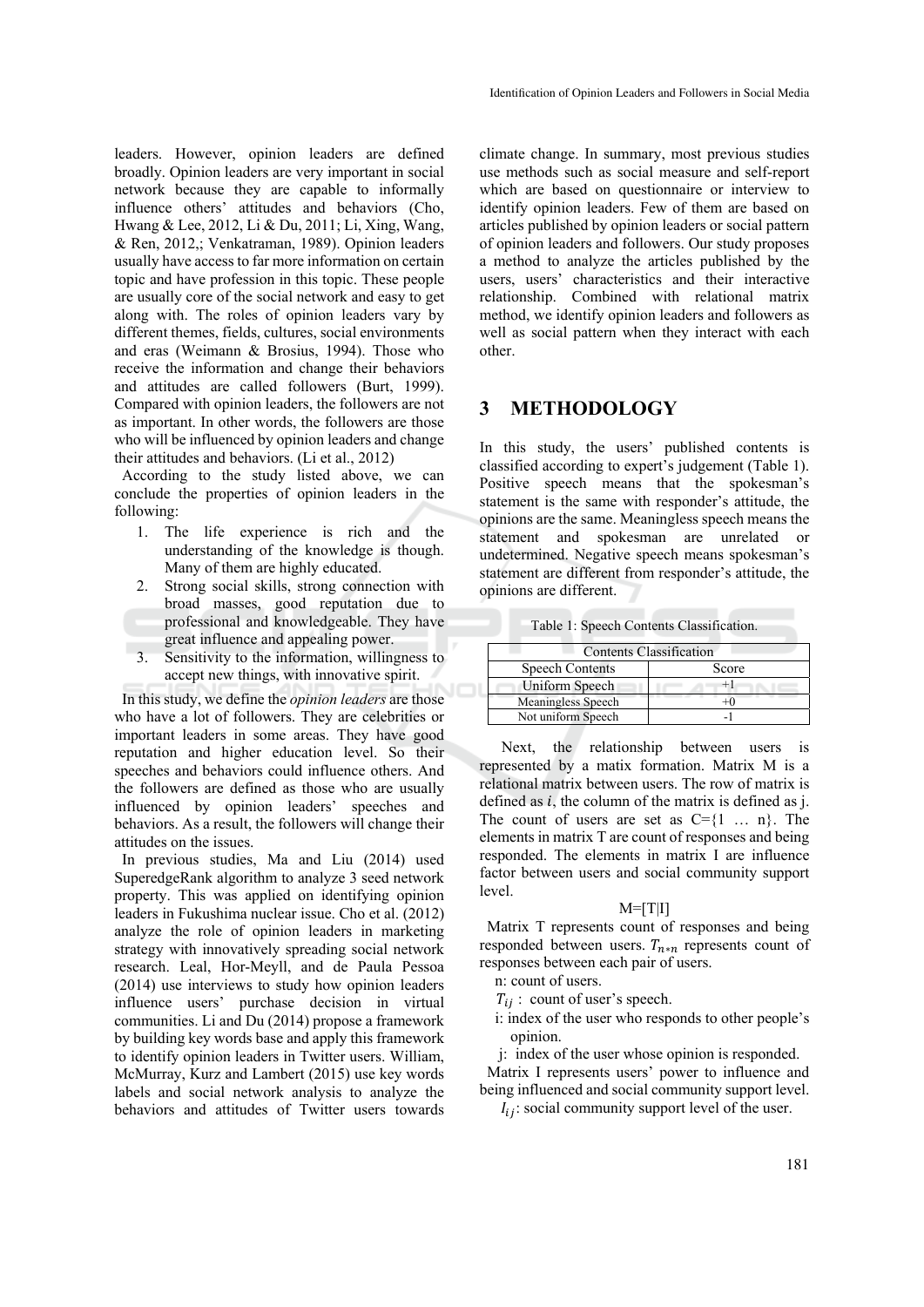leaders. However, opinion leaders are defined broadly. Opinion leaders are very important in social network because they are capable to informally influence others' attitudes and behaviors (Cho, Hwang & Lee, 2012, Li & Du, 2011; Li, Xing, Wang, & Ren, 2012,; Venkatraman, 1989). Opinion leaders usually have access to far more information on certain topic and have profession in this topic. These people are usually core of the social network and easy to get along with. The roles of opinion leaders vary by different themes, fields, cultures, social environments and eras (Weimann & Brosius, 1994). Those who receive the information and change their behaviors and attitudes are called followers (Burt, 1999). Compared with opinion leaders, the followers are not as important. In other words, the followers are those who will be influenced by opinion leaders and change their attitudes and behaviors. (Li et al., 2012)

According to the study listed above, we can conclude the properties of opinion leaders in the following:

1. The life experience is rich and the understanding of the knowledge is though. Many of them are highly educated.
2. Strong social skills, strong connection with broad masses, good reputation due to professional and knowledgeable. They have great influence and appealing power.
3. Sensitivity to the information, willingness to accept new things, with innovative spirit.

In this study, we define the *opinion leaders* are those who have a lot of followers. They are celebrities or important leaders in some areas. They have good reputation and higher education level. So their speeches and behaviors could influence others. And the followers are defined as those who are usually influenced by opinion leaders' speeches and behaviors. As a result, the followers will change their attitudes on the issues.

In previous studies, Ma and Liu (2014) used SuperedgeRank algorithm to analyze 3 seed network property. This was applied on identifying opinion leaders in Fukushima nuclear issue. Cho et al. (2012) analyze the role of opinion leaders in marketing strategy with innovatively spreading social network research. Leal, Hor-Meyll, and de Paula Pessoa (2014) use interviews to study how opinion leaders influence users' purchase decision in virtual communities. Li and Du (2014) propose a framework by building key words base and apply this framework to identify opinion leaders in Twitter users. William, McMurray, Kurz and Lambert (2015) use key words labels and social network analysis to analyze the behaviors and attitudes of Twitter users towards climate change. In summary, most previous studies use methods such as social measure and self-report which are based on questionnaire or interview to identify opinion leaders. Few of them are based on articles published by opinion leaders or social pattern of opinion leaders and followers. Our study proposes a method to analyze the articles published by the users, users' characteristics and their interactive relationship. Combined with relational matrix method, we identify opinion leaders and followers as well as social pattern when they interact with each other.

# 3 METHODOLOGY

In this study, the users' published contents is classified according to expert's judgement (Table 1). Positive speech means that the spokesman's statement is the same with responder's attitude, the opinions are the same. Meaningless speech means the statement and spokesman are unrelated or undetermined. Negative speech means spokesman's statement are different from responder's attitude, the opinions are different.

Table 1: Speech Contents Classification.

| Contents Classification | |
|---|---|
| Speech Contents | Score |
| Uniform Speech | +1 |
| Meaningless Speech | +0 |
| Not uniform Speech | -1 |

Next, the relationship between users is represented by a matix formation. Matrix M is a relational matrix between users. The row of matrix is defined as $i$, the column of the matrix is defined as j. The count of users are set as C={1 … n}. The elements in matrix T are count of responses and being responded. The elements in matrix I are influence factor between users and social community support level.

$$M=[T|I]$$

Matrix T represents count of responses and being responded between users. $T_{n*n}$ represents count of responses between each pair of users.

n: count of users.

$T_{ij}$ : count of user's speech.

i: index of the user who responds to other people's opinion.

j: index of the user whose opinion is responded.

Matrix I represents users' power to influence and being influenced and social community support level.

$I_{ij}$: social community support level of the user.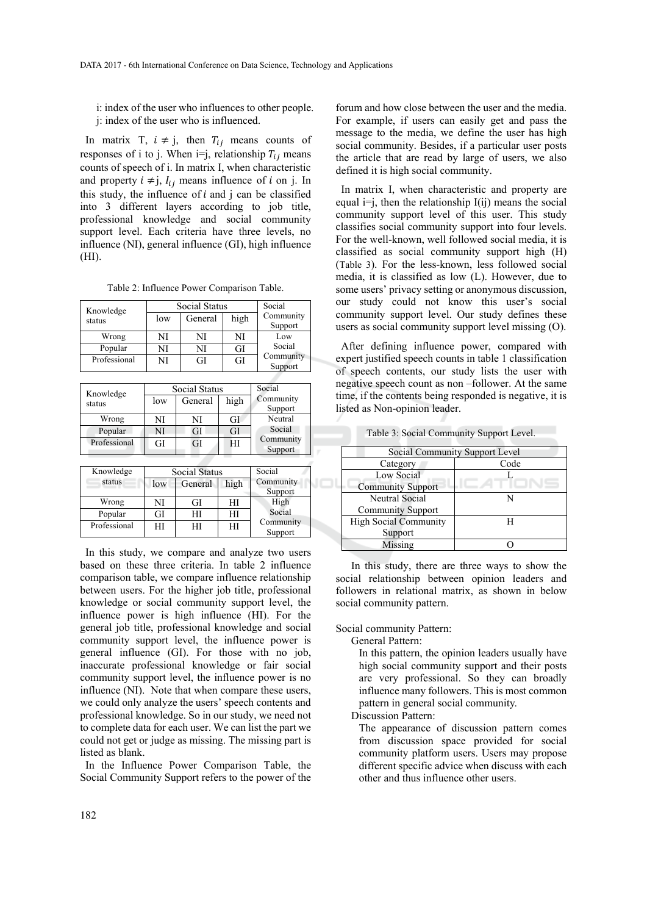i: index of the user who influences to other people.
j: index of the user who is influenced.

In matrix T, $i \neq$ j, then $T_{ij}$ means counts of responses of i to j. When i=j, relationship $T_{ij}$ means counts of speech of i. In matrix I, when characteristic and property $i \neq$ j, $I_{ij}$ means influence of $i$ on j. In this study, the influence of $i$ and j can be classified into 3 different layers according to job title, professional knowledge and social community support level. Each criteria have three levels, no influence (NI), general influence (GI), high influence (HI).

Table 2: Influence Power Comparison Table.

| Knowledge status | Social Status | | | Social Community Support |
|---|---|---|---|---|
| | low | General | high | |
| Wrong | NI | NI | NI | Low Social Community Support |
| Popular | NI | NI | GI | |
| Professional | NI | GI | GI | |

| Knowledge status | Social Status | | | Social Community Support |
|---|---|---|---|---|
| | low | General | high | |
| Wrong | NI | NI | GI | Neutral Social Community Support |
| Popular | NI | GI | GI | |
| Professional | GI | GI | HI | |

| Knowledge status | Social Status | | | Social Community Support |
|---|---|---|---|---|
| | low | General | high | |
| Wrong | NI | GI | HI | High Social Community Support |
| Popular | GI | HI | HI | |
| Professional | HI | HI | HI | |

In this study, we compare and analyze two users based on these three criteria. In table 2 influence comparison table, we compare influence relationship between users. For the higher job title, professional knowledge or social community support level, the influence power is high influence (HI). For the general job title, professional knowledge and social community support level, the influence power is general influence (GI). For those with no job, inaccurate professional knowledge or fair social community support level, the influence power is no influence (NI). Note that when compare these users, we could only analyze the users' speech contents and professional knowledge. So in our study, we need not to complete data for each user. We can list the part we could not get or judge as missing. The missing part is listed as blank.

In the Influence Power Comparison Table, the Social Community Support refers to the power of the forum and how close between the user and the media. For example, if users can easily get and pass the message to the media, we define the user has high social community. Besides, if a particular user posts the article that are read by large of users, we also defined it is high social community.

In matrix I, when characteristic and property are equal i=j, then the relationship I(ij) means the social community support level of this user. This study classifies social community support into four levels. For the well-known, well followed social media, it is classified as social community support high (H) (Table 3). For the less-known, less followed social media, it is classified as low (L). However, due to some users' privacy setting or anonymous discussion, our study could not know this user's social community support level. Our study defines these users as social community support level missing (O).

After defining influence power, compared with expert justified speech counts in table 1 classification of speech contents, our study lists the user with negative speech count as non –follower. At the same time, if the contents being responded is negative, it is listed as Non-opinion leader.

Table 3: Social Community Support Level.

| Social Community Support Level | |
|---|---|
| Category | Code |
| Low Social Community Support | L |
| Neutral Social Community Support | N |
| High Social Community Support | H |
| Missing | O |

In this study, there are three ways to show the social relationship between opinion leaders and followers in relational matrix, as shown in below social community pattern.

Social community Pattern:

General Pattern:

In this pattern, the opinion leaders usually have high social community support and their posts are very professional. So they can broadly influence many followers. This is most common pattern in general social community.

Discussion Pattern:

The appearance of discussion pattern comes from discussion space provided for social community platform users. Users may propose different specific advice when discuss with each other and thus influence other users.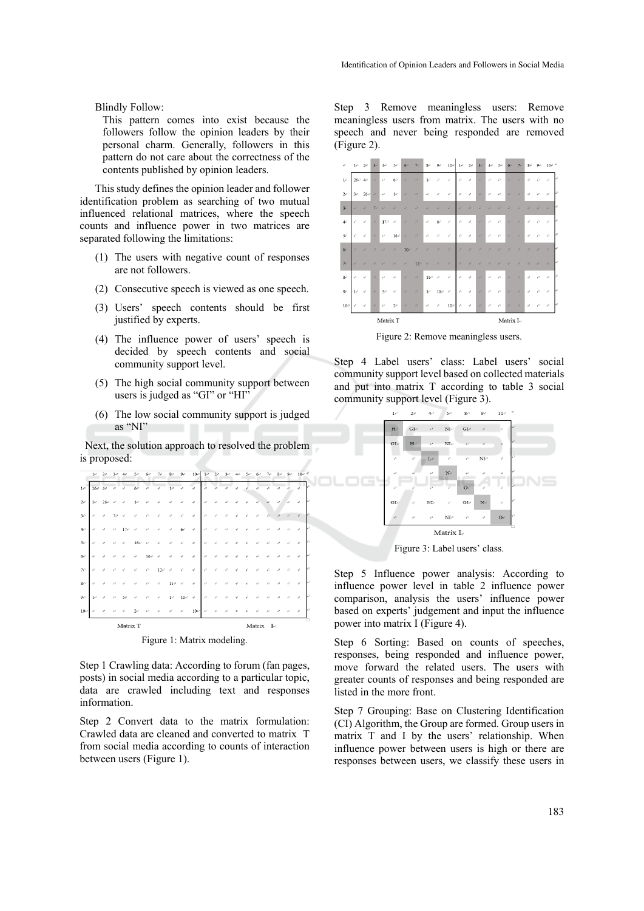Blindly Follow:

This pattern comes into exist because the followers follow the opinion leaders by their personal charm. Generally, followers in this pattern do not care about the correctness of the contents published by opinion leaders.

This study defines the opinion leader and follower identification problem as searching of two mutual influenced relational matrices, where the speech counts and influence power in two matrices are separated following the limitations:

(1) The users with negative count of responses are not followers.

(2) Consecutive speech is viewed as one speech.

(3) Users' speech contents should be first justified by experts.

(4) The influence power of users' speech is decided by speech contents and social community support level.

(5) The high social community support between users is judged as "GI" or "HI"

(6) The low social community support is judged as "NI"

Next, the solution approach to resolved the problem is proposed:

Figure 1: Matrix modeling.

Step 1 Crawling data: According to forum (fan pages, posts) in social media according to a particular topic, data are crawled including text and responses information.

Step 2 Convert data to the matrix formulation: Crawled data are cleaned and converted to matrix T from social media according to counts of interaction between users (Figure 1).

Step 3 Remove meaningless users: Remove meaningless users from matrix. The users with no speech and never being responded are removed (Figure 2).

Figure 2: Remove meaningless users.

Step 4 Label users' class: Label users' social community support level based on collected materials and put into matrix T according to table 3 social community support level (Figure 3).

Figure 3: Label users' class.

Step 5 Influence power analysis: According to influence power level in table 2 influence power comparison, analysis the users' influence power based on experts' judgement and input the influence power into matrix I (Figure 4).

Step 6 Sorting: Based on counts of speeches, responses, being responded and influence power, move forward the related users. The users with greater counts of responses and being responded are listed in the more front.

Step 7 Grouping: Base on Clustering Identification (CI) Algorithm, the Group are formed. Group users in matrix T and I by the users' relationship. When influence power between users is high or there are responses between users, we classify these users in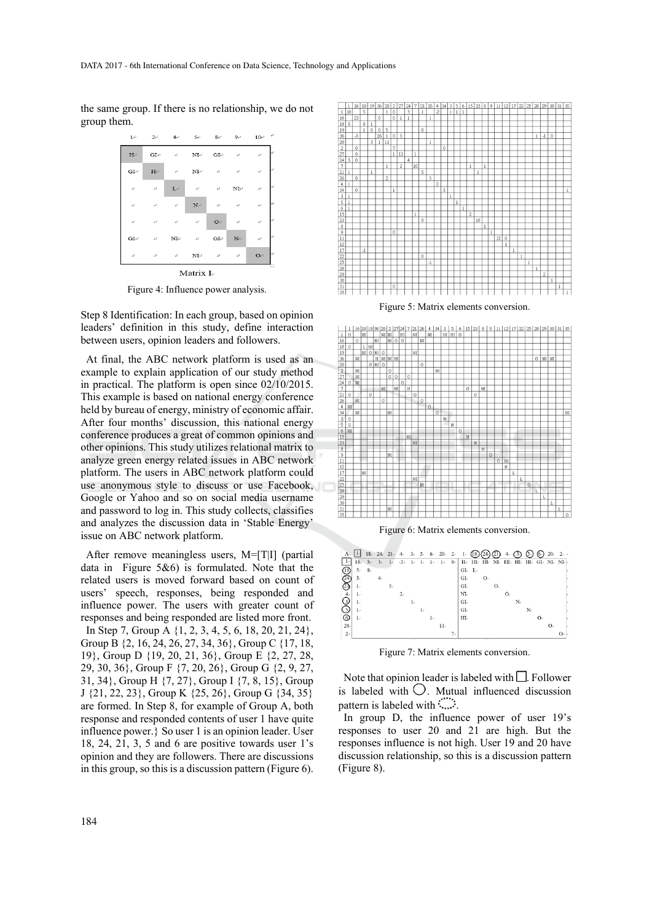the same group. If there is no relationship, we do not group them.

| 1 | 2 | 4 | 5 | 8 | 9 | 10 |
|---|---|---|---|---|---|---|
| H | GI | | NI | GI | | |
| GI | H | | NI | | | |
| | | L | | | NI | |
| | | | N | | | |
| | | | | O | | |
| GI | | NI | | GI | N | |
| | | | NI | | | O |

Matrix I

Figure 4: Influence power analysis.

Step 8 Identification: In each group, based on opinion leaders' definition in this study, define interaction between users, opinion leaders and followers.

At final, the ABC network platform is used as an example to explain application of our study method in practical. The platform is open since 02/10/2015. This example is based on national energy conference held by bureau of energy, ministry of economic affair. After four months' discussion, this national energy conference produces a great of common opinions and other opinions. This study utilizes relational matrix to analyze green energy related issues in ABC network platform. The users in ABC network platform could use anonymous style to discuss or use Facebook, Google or Yahoo and so on social media username and password to log in. This study collects, classifies and analyzes the discussion data in 'Stable Energy' issue on ABC network platform.

After remove meaningless users, M=[T|I] (partial data in Figure 5&6) is formulated. Note that the related users is moved forward based on count of users' speech, responses, being responded and influence power. The users with greater count of responses and being responded are listed more front.

In Step 7, Group A {1, 2, 3, 4, 5, 6, 18, 20, 21, 24}, Group B {2, 16, 24, 26, 27, 34, 36}, Group C {17, 18, 19}, Group D {19, 20, 21, 36}, Group E {2, 27, 28, 29, 30, 36}, Group F {7, 20, 26}, Group G {2, 9, 27, 31, 34}, Group H {7, 27}, Group I {7, 8, 15}, Group J {21, 22, 23}, Group K {25, 26}, Group G {34, 35} are formed. In Step 8, for example of Group A, both response and responded contents of user 1 have quite influence power.} So user 1 is an opinion leader. User 18, 24, 21, 3, 5 and 6 are positive towards user 1's opinion and they are followers. There are discussions in this group, so this is a discussion pattern (Figure 6).

Figure 5: Matrix elements conversion.

Figure 6: Matrix elements conversion.

Figure 7: Matrix elements conversion.

Note that opinion leader is labeled with □. Follower is labeled with ○. Mutual influenced discussion pattern is labeled with ⬭.

In group D, the influence power of user 19's responses to user 20 and 21 are high. But the responses influence is not high. User 19 and 20 have discussion relationship, so this is a discussion pattern (Figure 8).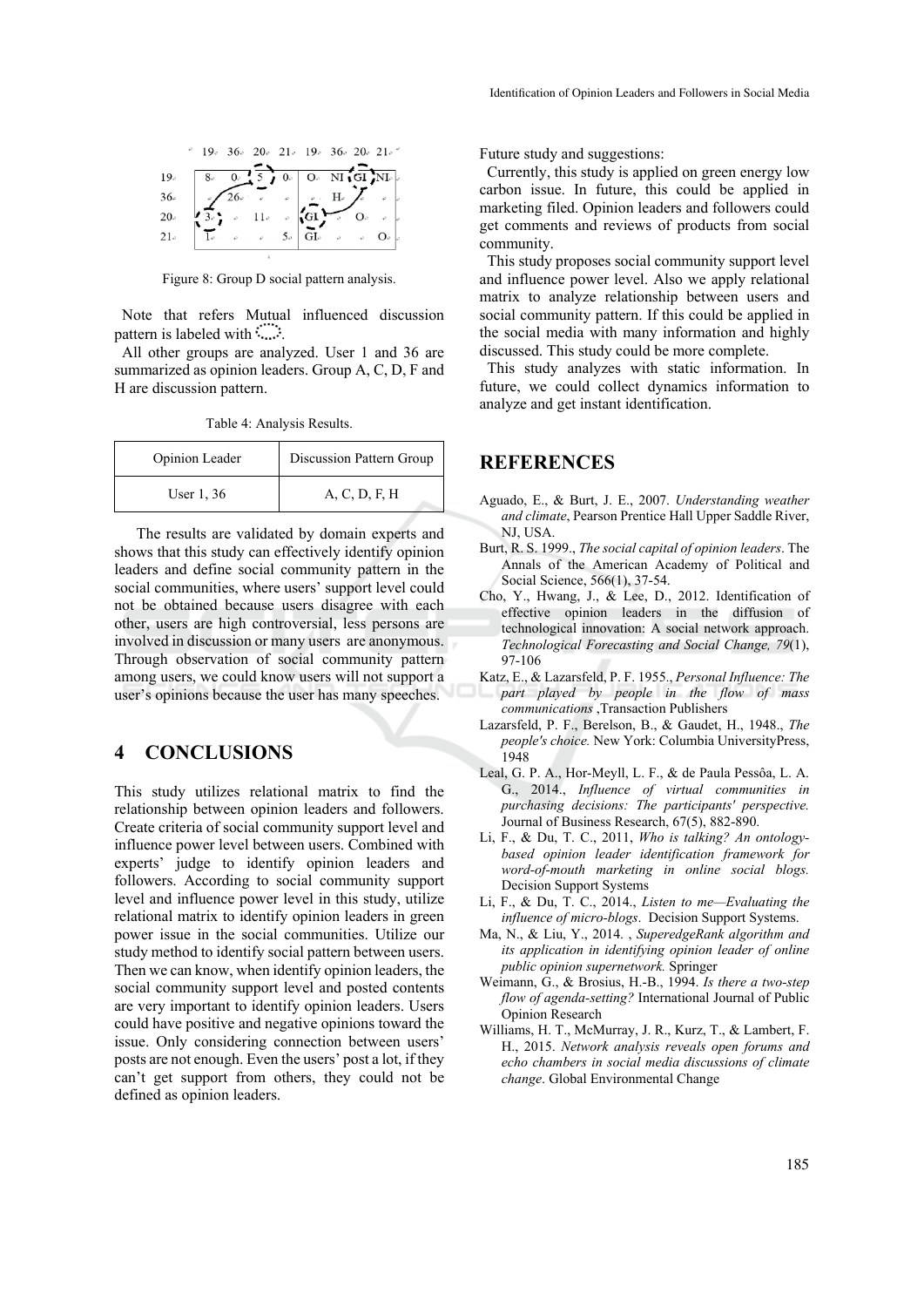| | 19 | 36 | 20 | 21 | 19 | 36 | 20 | 21 |
|---|---|---|---|---|---|---|---|---|
| 19 | 8 | 0 | 5 | 0 | O | NI | GI | NI |
| 36 | | 26 | | | | H | | |
| 20 | 3 | | 11 | | GI | | O | |
| 21 | 1 | | | 5 | GI | | | O |

Figure 8: Group D social pattern analysis.

Note that refers Mutual influenced discussion pattern is labeled with ⁚⁚⁚.

All other groups are analyzed. User 1 and 36 are summarized as opinion leaders. Group A, C, D, F and H are discussion pattern.

Table 4: Analysis Results.

| Opinion Leader | Discussion Pattern Group |
|---|---|
| User 1, 36 | A, C, D, F, H |

The results are validated by domain experts and shows that this study can effectively identify opinion leaders and define social community pattern in the social communities, where users' support level could not be obtained because users disagree with each other, users are high controversial, less persons are involved in discussion or many users are anonymous. Through observation of social community pattern among users, we could know users will not support a user's opinions because the user has many speeches.

## 4 CONCLUSIONS

This study utilizes relational matrix to find the relationship between opinion leaders and followers. Create criteria of social community support level and influence power level between users. Combined with experts' judge to identify opinion leaders and followers. According to social community support level and influence power level in this study, utilize relational matrix to identify opinion leaders in green power issue in the social communities. Utilize our study method to identify social pattern between users. Then we can know, when identify opinion leaders, the social community support level and posted contents are very important to identify opinion leaders. Users could have positive and negative opinions toward the issue. Only considering connection between users' posts are not enough. Even the users' post a lot, if they can't get support from others, they could not be defined as opinion leaders.

Future study and suggestions:

Currently, this study is applied on green energy low carbon issue. In future, this could be applied in marketing filed. Opinion leaders and followers could get comments and reviews of products from social community.

This study proposes social community support level and influence power level. Also we apply relational matrix to analyze relationship between users and social community pattern. If this could be applied in the social media with many information and highly discussed. This study could be more complete.

This study analyzes with static information. In future, we could collect dynamics information to analyze and get instant identification.

## REFERENCES

Aguado, E., & Burt, J. E., 2007. *Understanding weather and climate*, Pearson Prentice Hall Upper Saddle River, NJ, USA.

Burt, R. S. 1999., *The social capital of opinion leaders*. The Annals of the American Academy of Political and Social Science, 566(1), 37-54.

Cho, Y., Hwang, J., & Lee, D., 2012. Identification of effective opinion leaders in the diffusion of technological innovation: A social network approach. *Technological Forecasting and Social Change, 79*(1), 97-106

Katz, E., & Lazarsfeld, P. F. 1955., *Personal Influence: The part played by people in the flow of mass communications* ,Transaction Publishers

Lazarsfeld, P. F., Berelson, B., & Gaudet, H., 1948., *The people's choice.* New York: Columbia UniversityPress, 1948

Leal, G. P. A., Hor-Meyll, L. F., & de Paula Pessôa, L. A. G., 2014., *Influence of virtual communities in purchasing decisions: The participants' perspective.* Journal of Business Research, 67(5), 882-890.

Li, F., & Du, T. C., 2011, *Who is talking? An ontology-based opinion leader identification framework for word-of-mouth marketing in online social blogs.* Decision Support Systems

Li, F., & Du, T. C., 2014., *Listen to me—Evaluating the influence of micro-blogs.* Decision Support Systems.

Ma, N., & Liu, Y., 2014. , *SuperedgeRank algorithm and its application in identifying opinion leader of online public opinion supernetwork.* Springer

Weimann, G., & Brosius, H.-B., 1994. *Is there a two-step flow of agenda-setting?* International Journal of Public Opinion Research

Williams, H. T., McMurray, J. R., Kurz, T., & Lambert, F. H., 2015. *Network analysis reveals open forums and echo chambers in social media discussions of climate change*. Global Environmental Change